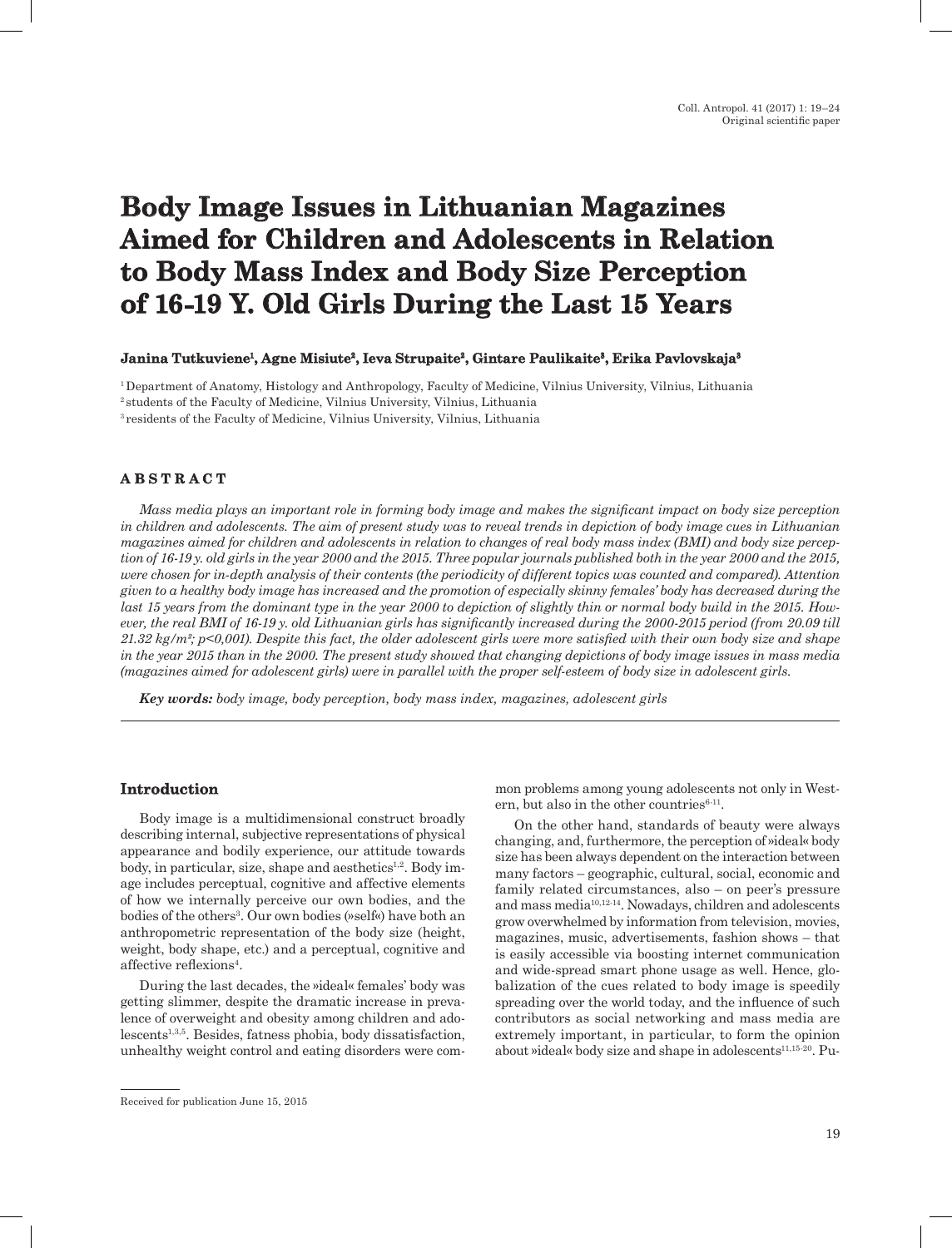# Body Image Issues in Lithuanian Magazines Aimed for Children and Adolescents in Relation to Body Mass Index and Body Size Perception of 16-19 Y. Old Girls During the Last 15 Years

**Janina Tutkuviene[1], Agne Misiute[2], Ieva Strupaite[2], Gintare Paulikaite[3], Erika Pavlovskaja[3]**

[1] Department of Anatomy, Histology and Anthropology, Faculty of Medicine, Vilnius University, Vilnius, Lithuania
[2] students of the Faculty of Medicine, Vilnius University, Vilnius, Lithuania
[3] residents of the Faculty of Medicine, Vilnius University, Vilnius, Lithuania

## ABSTRACT

*Mass media plays an important role in forming body image and makes the significant impact on body size perception in children and adolescents. The aim of present study was to reveal trends in depiction of body image cues in Lithuanian magazines aimed for children and adolescents in relation to changes of real body mass index (BMI) and body size perception of 16-19 y. old girls in the year 2000 and the 2015. Three popular journals published both in the year 2000 and the 2015, were chosen for in-depth analysis of their contents (the periodicity of different topics was counted and compared). Attention given to a healthy body image has increased and the promotion of especially skinny females' body has decreased during the last 15 years from the dominant type in the year 2000 to depiction of slightly thin or normal body build in the 2015. However, the real BMI of 16-19 y. old Lithuanian girls has significantly increased during the 2000-2015 period (from 20.09 till 21.32 kg/m²; p<0,001). Despite this fact, the older adolescent girls were more satisfied with their own body size and shape in the year 2015 than in the 2000. The present study showed that changing depictions of body image issues in mass media (magazines aimed for adolescent girls) were in parallel with the proper self-esteem of body size in adolescent girls.*

***Key words:** body image, body perception, body mass index, magazines, adolescent girls*

## Introduction

Body image is a multidimensional construct broadly describing internal, subjective representations of physical appearance and bodily experience, our attitude towards body, in particular, size, shape and aesthetics[1,2]. Body image includes perceptual, cognitive and affective elements of how we internally perceive our own bodies, and the bodies of the others[3]. Our own bodies (»self«) have both an anthropometric representation of the body size (height, weight, body shape, etc.) and a perceptual, cognitive and affective reflexions[4].

During the last decades, the »ideal« females' body was getting slimmer, despite the dramatic increase in prevalence of overweight and obesity among children and adolescents[1,3,5]. Besides, fatness phobia, body dissatisfaction, unhealthy weight control and eating disorders were common problems among young adolescents not only in Western, but also in the other countries[6-11].

On the other hand, standards of beauty were always changing, and, furthermore, the perception of »ideal« body size has been always dependent on the interaction between many factors – geographic, cultural, social, economic and family related circumstances, also – on peer's pressure and mass media[10,12-14]. Nowadays, children and adolescents grow overwhelmed by information from television, movies, magazines, music, advertisements, fashion shows – that is easily accessible via boosting internet communication and wide-spread smart phone usage as well. Hence, globalization of the cues related to body image is speedily spreading over the world today, and the influence of such contributors as social networking and mass media are extremely important, in particular, to form the opinion about »ideal« body size and shape in adolescents[11,15-20]. Pu-

Received for publication June 15, 2015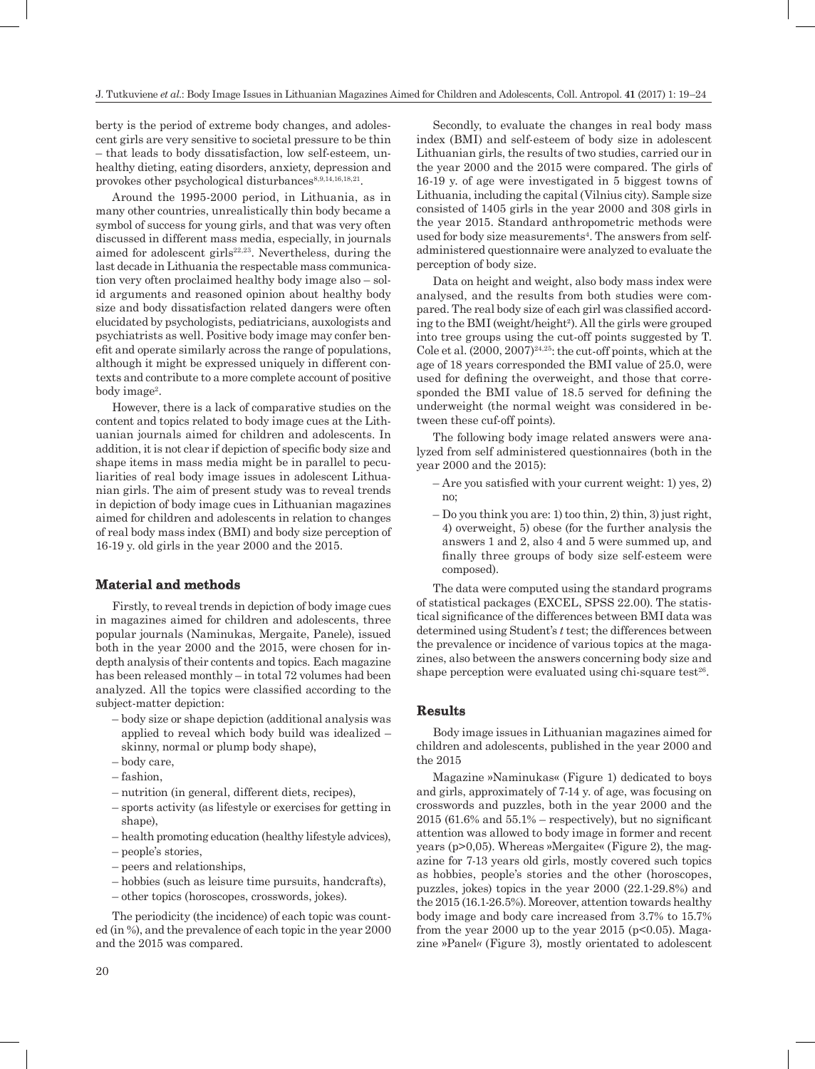berty is the period of extreme body changes, and adolescent girls are very sensitive to societal pressure to be thin – that leads to body dissatisfaction, low self-esteem, unhealthy dieting, eating disorders, anxiety, depression and provokes other psychological disturbances[8,9,14,16,18,21].

Around the 1995-2000 period, in Lithuania, as in many other countries, unrealistically thin body became a symbol of success for young girls, and that was very often discussed in different mass media, especially, in journals aimed for adolescent girls[22,23]. Nevertheless, during the last decade in Lithuania the respectable mass communication very often proclaimed healthy body image also – solid arguments and reasoned opinion about healthy body size and body dissatisfaction related dangers were often elucidated by psychologists, pediatricians, auxologists and psychiatrists as well. Positive body image may confer benefit and operate similarly across the range of populations, although it might be expressed uniquely in different contexts and contribute to a more complete account of positive body image[2].

However, there is a lack of comparative studies on the content and topics related to body image cues at the Lithuanian journals aimed for children and adolescents. In addition, it is not clear if depiction of specific body size and shape items in mass media might be in parallel to peculiarities of real body image issues in adolescent Lithuanian girls. The aim of present study was to reveal trends in depiction of body image cues in Lithuanian magazines aimed for children and adolescents in relation to changes of real body mass index (BMI) and body size perception of 16-19 y. old girls in the year 2000 and the 2015.

## Material and methods

Firstly, to reveal trends in depiction of body image cues in magazines aimed for children and adolescents, three popular journals (Naminukas, Mergaite, Panele), issued both in the year 2000 and the 2015, were chosen for in-depth analysis of their contents and topics. Each magazine has been released monthly – in total 72 volumes had been analyzed. All the topics were classified according to the subject-matter depiction:

- body size or shape depiction (additional analysis was applied to reveal which body build was idealized – skinny, normal or plump body shape),
- body care,
- fashion,
- nutrition (in general, different diets, recipes),
- sports activity (as lifestyle or exercises for getting in shape),
- health promoting education (healthy lifestyle advices),
- people's stories,
- peers and relationships,
- hobbies (such as leisure time pursuits, handcrafts),
- other topics (horoscopes, crosswords, jokes).

The periodicity (the incidence) of each topic was counted (in %), and the prevalence of each topic in the year 2000 and the 2015 was compared.

Secondly, to evaluate the changes in real body mass index (BMI) and self-esteem of body size in adolescent Lithuanian girls, the results of two studies, carried our in the year 2000 and the 2015 were compared. The girls of 16-19 y. of age were investigated in 5 biggest towns of Lithuania, including the capital (Vilnius city). Sample size consisted of 1405 girls in the year 2000 and 308 girls in the year 2015. Standard anthropometric methods were used for body size measurements[4]. The answers from self-administered questionnaire were analyzed to evaluate the perception of body size.

Data on height and weight, also body mass index were analysed, and the results from both studies were compared. The real body size of each girl was classified according to the BMI (weight/height$^2$). All the girls were grouped into tree groups using the cut-off points suggested by T. Cole et al. (2000, 2007)[24,25]: the cut-off points, which at the age of 18 years corresponded the BMI value of 25.0, were used for defining the overweight, and those that corresponded the BMI value of 18.5 served for defining the underweight (the normal weight was considered in between these cuf-off points).

The following body image related answers were analyzed from self administered questionnaires (both in the year 2000 and the 2015):

- Are you satisfied with your current weight: 1) yes, 2) no;
- Do you think you are: 1) too thin, 2) thin, 3) just right, 4) overweight, 5) obese (for the further analysis the answers 1 and 2, also 4 and 5 were summed up, and finally three groups of body size self-esteem were composed).

The data were computed using the standard programs of statistical packages (EXCEL, SPSS 22.00). The statistical significance of the differences between BMI data was determined using Student's *t* test; the differences between the prevalence or incidence of various topics at the magazines, also between the answers concerning body size and shape perception were evaluated using chi-square test[26].

## Results

Body image issues in Lithuanian magazines aimed for children and adolescents, published in the year 2000 and the 2015

Magazine »Naminukas« (Figure 1) dedicated to boys and girls, approximately of 7-14 y. of age, was focusing on crosswords and puzzles, both in the year 2000 and the 2015 (61.6% and 55.1% – respectively), but no significant attention was allowed to body image in former and recent years ($p>0,05$). Whereas »Mergaite« (Figure 2), the magazine for 7-13 years old girls, mostly covered such topics as hobbies, people's stories and the other (horoscopes, puzzles, jokes) topics in the year 2000 (22.1-29.8%) and the 2015 (16.1-26.5%). Moreover, attention towards healthy body image and body care increased from 3.7% to 15.7% from the year 2000 up to the year 2015 ($p<0.05$). Magazine »Panel« (Figure 3), mostly orientated to adolescent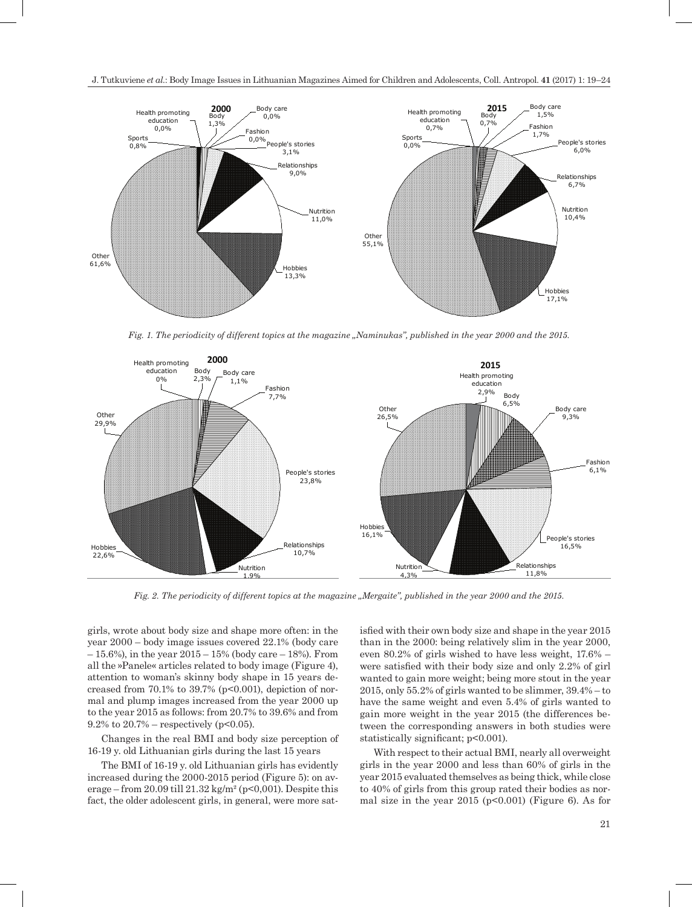*Fig. 1. The periodicity of different topics at the magazine „Naminukas", published in the year 2000 and the 2015.*

*Fig. 2. The periodicity of different topics at the magazine „Mergaite", published in the year 2000 and the 2015.*

girls, wrote about body size and shape more often: in the year 2000 – body image issues covered 22.1% (body care – 15.6%), in the year 2015 – 15% (body care – 18%). From all the »Panele« articles related to body image (Figure 4), attention to woman's skinny body shape in 15 years decreased from 70.1% to 39.7% ($p<0.001$), depiction of normal and plump images increased from the year 2000 up to the year 2015 as follows: from 20.7% to 39.6% and from 9.2% to 20.7% – respectively ($p<0.05$).

Changes in the real BMI and body size perception of 16-19 y. old Lithuanian girls during the last 15 years

The BMI of 16-19 y. old Lithuanian girls has evidently increased during the 2000-2015 period (Figure 5): on average – from 20.09 till 21.32 kg/m² ($p<0,001$). Despite this fact, the older adolescent girls, in general, were more satisfied with their own body size and shape in the year 2015 than in the 2000: being relatively slim in the year 2000, even 80.2% of girls wished to have less weight, 17.6% – were satisfied with their body size and only 2.2% of girl wanted to gain more weight; being more stout in the year 2015, only 55.2% of girls wanted to be slimmer, 39.4% – to have the same weight and even 5.4% of girls wanted to gain more weight in the year 2015 (the differences between the corresponding answers in both studies were statistically significant; $p<0.001$).

With respect to their actual BMI, nearly all overweight girls in the year 2000 and less than 60% of girls in the year 2015 evaluated themselves as being thick, while close to 40% of girls from this group rated their bodies as normal size in the year 2015 ($p<0.001$) (Figure 6). As for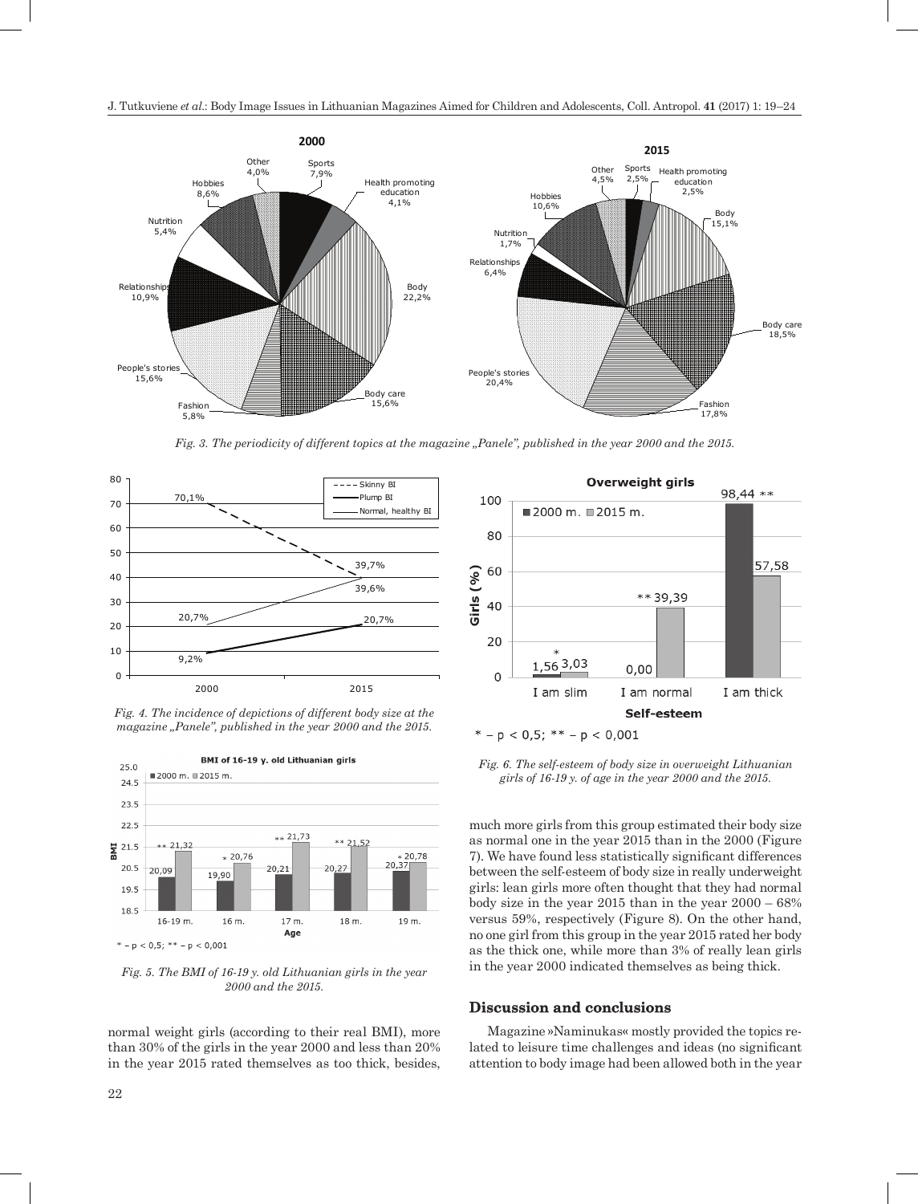Fig. 3. The periodicity of different topics at the magazine „Panele", published in the year 2000 and the 2015.

*Fig. 4. The incidence of depictions of different body size at the magazine „Panele", published in the year 2000 and the 2015.*

*Fig. 5. The BMI of 16-19 y. old Lithuanian girls in the year 2000 and the 2015.*

*Fig. 6. The self-esteem of body size in overweight Lithuanian girls of 16-19 y. of age in the year 2000 and the 2015.*

normal weight girls (according to their real BMI), more than 30% of the girls in the year 2000 and less than 20% in the year 2015 rated themselves as too thick, besides, much more girls from this group estimated their body size as normal one in the year 2015 than in the 2000 (Figure 7). We have found less statistically significant differences between the self-esteem of body size in really underweight girls: lean girls more often thought that they had normal body size in the year 2015 than in the year 2000 – 68% versus 59%, respectively (Figure 8). On the other hand, no one girl from this group in the year 2015 rated her body as the thick one, while more than 3% of really lean girls in the year 2000 indicated themselves as being thick.

## Discussion and conclusions

Magazine »Naminukas« mostly provided the topics related to leisure time challenges and ideas (no significant attention to body image had been allowed both in the year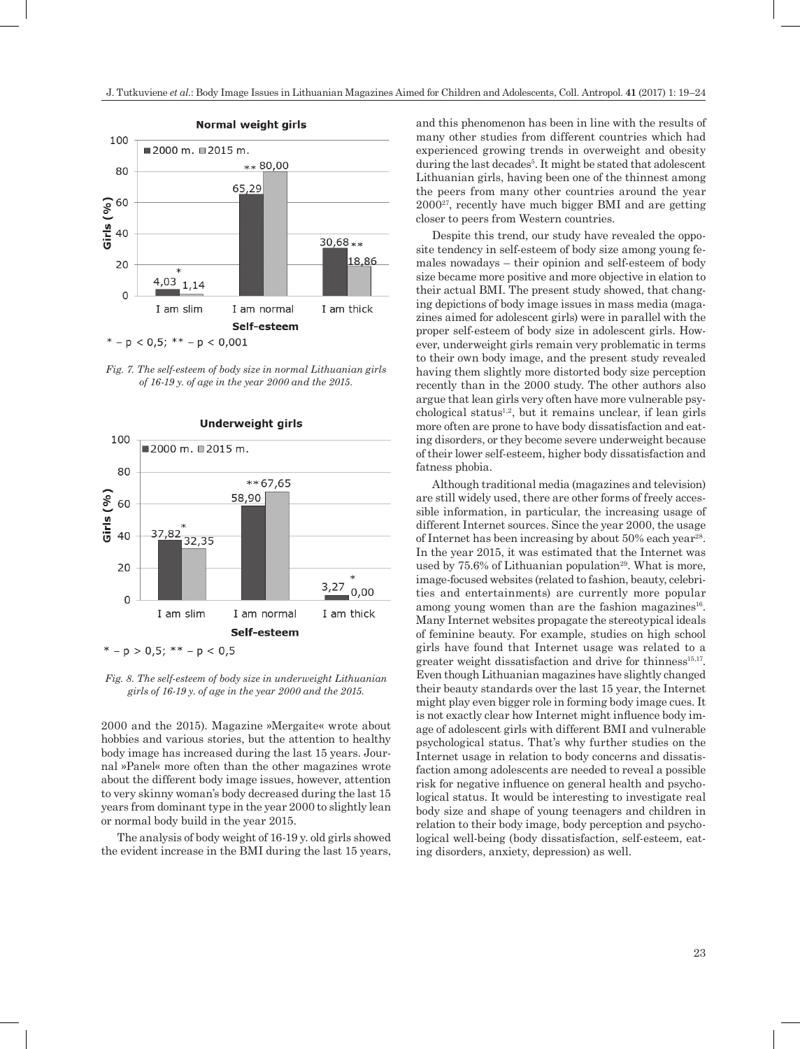Fig. 7. The self-esteem of body size in normal Lithuanian girls of 16-19 y. of age in the year 2000 and the 2015.

Fig. 8. The self-esteem of body size in underweight Lithuanian girls of 16-19 y. of age in the year 2000 and the 2015.

2000 and the 2015). Magazine »Mergaite« wrote about hobbies and various stories, but the attention to healthy body image has increased during the last 15 years. Journal »Panel« more often than the other magazines wrote about the different body image issues, however, attention to very skinny woman's body decreased during the last 15 years from dominant type in the year 2000 to slightly lean or normal body build in the year 2015.

The analysis of body weight of 16-19 y. old girls showed the evident increase in the BMI during the last 15 years, and this phenomenon has been in line with the results of many other studies from different countries which had experienced growing trends in overweight and obesity during the last decades[5]. It might be stated that adolescent Lithuanian girls, having been one of the thinnest among the peers from many other countries around the year 2000[27], recently have much bigger BMI and are getting closer to peers from Western countries.

Despite this trend, our study have revealed the opposite tendency in self-esteem of body size among young females nowadays – their opinion and self-esteem of body size became more positive and more objective in relation to their actual BMI. The present study showed, that changing depictions of body image issues in mass media (magazines aimed for adolescent girls) were in parallel with the proper self-esteem of body size in adolescent girls. However, underweight girls remain very problematic in terms to their own body image, and the present study revealed having them slightly more distorted body size perception recently than in the 2000 study. The other authors also argue that lean girls very often have more vulnerable psychological status[1,2], but it remains unclear, if lean girls more often are prone to have body dissatisfaction and eating disorders, or they become severe underweight because of their lower self-esteem, higher body dissatisfaction and fatness phobia.

Although traditional media (magazines and television) are still widely used, there are other forms of freely accessible information, in particular, the increasing usage of different Internet sources. Since the year 2000, the usage of Internet has been increasing by about 50% each year[28]. In the year 2015, it was estimated that the Internet was used by 75.6% of Lithuanian population[29]. What is more, image-focused websites (related to fashion, beauty, celebrities and entertainments) are currently more popular among young women than are the fashion magazines[16]. Many Internet websites propagate the stereotypical ideals of feminine beauty. For example, studies on high school girls have found that Internet usage was related to a greater weight dissatisfaction and drive for thinness[15,17]. Even though Lithuanian magazines have slightly changed their beauty standards over the last 15 year, the Internet might play even bigger role in forming body image cues. It is not exactly clear how Internet might influence body image of adolescent girls with different BMI and vulnerable psychological status. That's why further studies on the Internet usage in relation to body concerns and dissatisfaction among adolescents are needed to reveal a possible risk for negative influence on general health and psychological status. It would be interesting to investigate real body size and shape of young teenagers and children in relation to their body image, body perception and psychological well-being (body dissatisfaction, self-esteem, eating disorders, anxiety, depression) as well.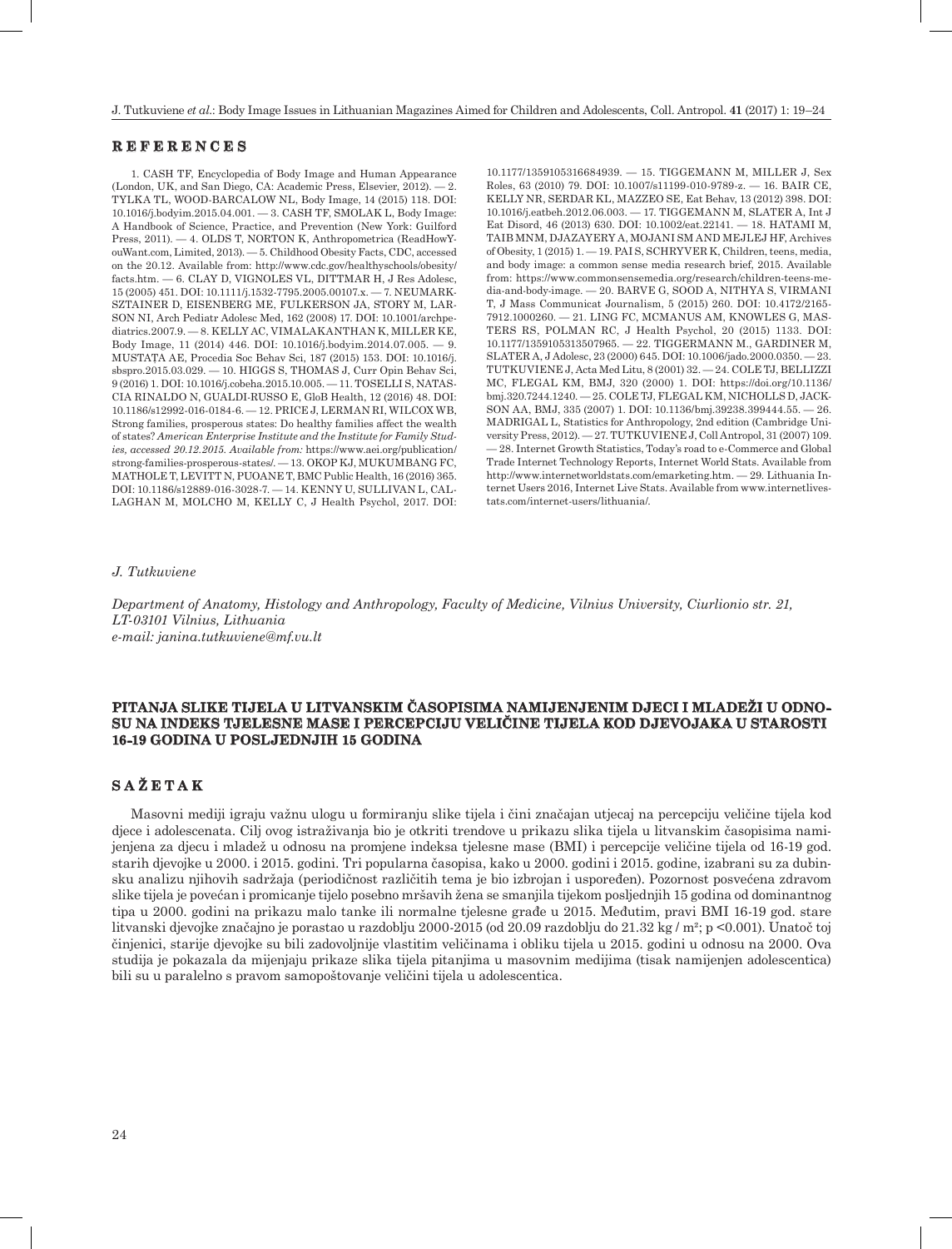## REFERENCES

1. CASH TF, Encyclopedia of Body Image and Human Appearance (London, UK, and San Diego, CA: Academic Press, Elsevier, 2012). — 2. TYLKA TL, WOOD-BARCALOW NL, Body Image, 14 (2015) 118. DOI: 10.1016/j.bodyim.2015.04.001. — 3. CASH TF, SMOLAK L, Body Image: A Handbook of Science, Practice, and Prevention (New York: Guilford Press, 2011). — 4. OLDS T, NORTON K, Anthropometrica (ReadHowYouWant.com, Limited, 2013). — 5. Childhood Obesity Facts, CDC, accessed on the 20.12. Available from: http://www.cdc.gov/healthyschools/obesity/facts.htm. — 6. CLAY D, VIGNOLES VL, DITTMAR H, J Res Adolesc, 15 (2005) 451. DOI: 10.1111/j.1532-7795.2005.00107.x. — 7. NEUMARK-SZTAINER D, EISENBERG ME, FULKERSON JA, STORY M, LARSON NI, Arch Pediatr Adolesc Med, 162 (2008) 17. DOI: 10.1001/archpediatrics.2007.9. — 8. KELLY AC, VIMALAKANTHAN K, MILLER KE, Body Image, 11 (2014) 446. DOI: 10.1016/j.bodyim.2014.07.005. — 9. MUSTAȚA AE, Procedia Soc Behav Sci, 187 (2015) 153. DOI: 10.1016/j.sbspro.2015.03.029. — 10. HIGGS S, THOMAS J, Curr Opin Behav Sci, 9 (2016) 1. DOI: 10.1016/j.cobeha.2015.10.005. — 11. TOSELLI S, NATASCIA RINALDO N, GUALDI-RUSSO E, GloB Health, 12 (2016) 48. DOI: 10.1186/s12992-016-0184-6. — 12. PRICE J, LERMAN RI, WILCOX WB, Strong families, prosperous states: Do healthy families affect the wealth of states? *American Enterprise Institute and the Institute for Family Studies, accessed 20.12.2015. Available from:* https://www.aei.org/publication/strong-families-prosperous-states/. — 13. OKOP KJ, MUKUMBANG FC, MATHOLE T, LEVITT N, PUOANE T, BMC Public Health, 16 (2016) 365. DOI: 10.1186/s12889-016-3028-7. — 14. KENNY U, SULLIVAN L, CALLAGHAN M, MOLCHO M, KELLY C, J Health Psychol, 2017. DOI: 10.1177/1359105316684939. — 15. TIGGEMANN M, MILLER J, Sex Roles, 63 (2010) 79. DOI: 10.1007/s11199-010-9789-z. — 16. BAIR CE, KELLY NR, SERDAR KL, MAZZEO SE, Eat Behav, 13 (2012) 398. DOI: 10.1016/j.eatbeh.2012.06.003. — 17. TIGGEMANN M, SLATER A, Int J Eat Disord, 46 (2013) 630. DOI: 10.1002/eat.22141. — 18. HATAMI M, TAIB MNM, DJAZAYERY A, MOJANI SM AND MEJLEJ HF, Archives of Obesity, 1 (2015) 1. — 19. PAI S, SCHRYVER K, Children, teens, media, and body image: a common sense media research brief, 2015. Available from: https://www.commonsensemedia.org/research/children-teens-media-and-body-image. — 20. BARVE G, SOOD A, NITHYA S, VIRMANI T, J Mass Communicat Journalism, 5 (2015) 260. DOI: 10.4172/2165-7912.1000260. — 21. LING FC, MCMANUS AM, KNOWLES G, MASTERS RS, POLMAN RC, J Health Psychol, 20 (2015) 1133. DOI: 10.1177/1359105313507965. — 22. TIGGERMANN M., GARDINER M, SLATER A, J Adolesc, 23 (2000) 645. DOI: 10.1006/jado.2000.0350. — 23. TUTKUVIENE J, Acta Med Litu, 8 (2001) 32. — 24. COLE TJ, BELLIZZI MC, FLEGAL KM, BMJ, 320 (2000) 1. DOI: https://doi.org/10.1136/bmj.320.7244.1240. — 25. COLE TJ, FLEGAL KM, NICHOLLS D, JACKSON AA, BMJ, 335 (2007) 1. DOI: 10.1136/bmj.39238.399444.55. — 26. MADRIGAL L, Statistics for Anthropology, 2nd edition (Cambridge University Press, 2012). — 27. TUTKUVIENE J, Coll Antropol, 31 (2007) 109. — 28. Internet Growth Statistics, Today's road to e-Commerce and Global Trade Internet Technology Reports, Internet World Stats. Available from http://www.internetworldstats.com/emarketing.htm. — 29. Lithuania Internet Users 2016, Internet Live Stats. Available from www.internetlivestats.com/internet-users/lithuania/.

*J. Tutkuviene*

*Department of Anatomy, Histology and Anthropology, Faculty of Medicine, Vilnius University, Ciurlionio str. 21, LT-03101 Vilnius, Lithuania*
*e-mail: janina.tutkuviene@mf.vu.lt*

## PITANJA SLIKE TIJELA U LITVANSKIM ČASOPISIMA NAMIJENJENIM DJECI I MLADEŽI U ODNOSU NA INDEKS TJELESNE MASE I PERCEPCIJU VELIČINE TIJELA KOD DJEVOJAKA U STAROSTI 16-19 GODINA U POSLJEDNJIH 15 GODINA

## SAŽETAK

Masovni mediji igraju važnu ulogu u formiranju slike tijela i čini značajan utjecaj na percepciju veličine tijela kod djece i adolescenata. Cilj ovog istraživanja bio je otkriti trendove u prikazu slika tijela u litvanskim časopisima namijenjena za djecu i mladež u odnosu na promjene indeksa tjelesne mase (BMI) i percepcije veličine tijela od 16-19 god. starih djevojke u 2000. i 2015. godini. Tri popularna časopisa, kako u 2000. godini i 2015. godine, izabrani su za dubinsku analizu njihovih sadržaja (periodičnost različitih tema je bio izbrojan i uspoređen). Pozornost posvećena zdravom slike tijela je povećan i promicanje tijelo posebno mršavih žena se smanjila tijekom posljednjih 15 godina od dominantnog tipa u 2000. godini na prikazu malo tanke ili normalne tjelesne građe u 2015. Međutim, pravi BMI 16-19 god. stare litvanski djevojke značajno je porastao u razdoblju 2000-2015 (od 20.09 razdoblju do 21.32 kg / m²; $p<0.001$). Unatoč toj činjenici, starije djevojke su bili zadovoljnije vlastitim veličinama i obliku tijela u 2015. godini u odnosu na 2000. Ova studija je pokazala da mijenjaju prikaze slika tijela pitanjima u masovnim medijima (tisak namijenjen adolescentica) bili su u paralelno s pravom samopoštovanje veličini tijela u adolescentica.